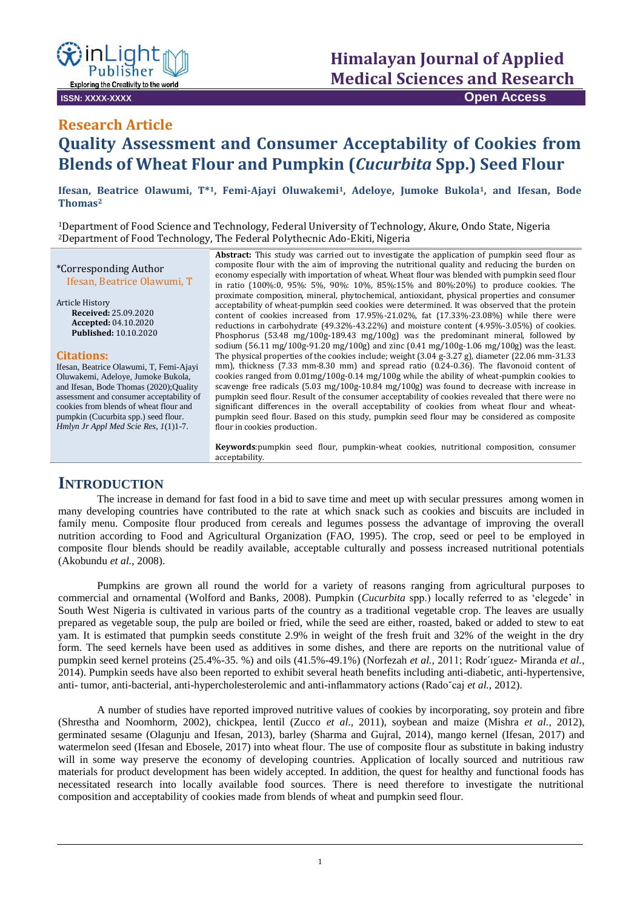**Research Article**

# Quality Assessment and Consumer Acceptability of Cookies from Blends of Wheat Flour and Pumpkin (*Cucurbita* Spp.) Seed Flour

**Ifesan, Beatrice Olawumi, T*[1], Femi-Ajayi Oluwakemi[1], Adeloye, Jumoke Bukola[1], and Ifesan, Bode Thomas[2]**

[1]Department of Food Science and Technology, Federal University of Technology, Akure, Ondo State, Nigeria
[2]Department of Food Technology, The Federal Polythecnic Ado-Ekiti, Nigeria

*Corresponding Author
Ifesan, Beatrice Olawumi, T

Article History
**Received:** 25.09.2020
**Accepted:** 04.10.2020
**Published:** 10.10.2020

**Citations:**
Ifesan, Beatrice Olawumi, T, Femi-Ajayi Oluwakemi, Adeloye, Jumoke Bukola, and Ifesan, Bode Thomas (2020);Quality assessment and consumer acceptability of cookies from blends of wheat flour and pumpkin (Cucurbita spp.) seed flour. *Hmlyn Jr Appl Med Scie Res, 1*(1)1-7.

**Abstract:** This study was carried out to investigate the application of pumpkin seed flour as composite flour with the aim of improving the nutritional quality and reducing the burden on economy especially with importation of wheat. Wheat flour was blended with pumpkin seed flour in ratio (100%:0, 95%: 5%, 90%: 10%, 85%:15% and 80%:20%) to produce cookies. The proximate composition, mineral, phytochemical, antioxidant, physical properties and consumer acceptability of wheat-pumpkin seed cookies were determined. It was observed that the protein content of cookies increased from 17.95%-21.02%, fat (17.33%-23.08%) while there were reductions in carbohydrate (49.32%-43.22%) and moisture content (4.95%-3.05%) of cookies. Phosphorus (53.48 mg/100g-189.43 mg/100g) was the predominant mineral, followed by sodium (56.11 mg/100g-91.20 mg/100g) and zinc (0.41 mg/100g-1.06 mg/100g) was the least. The physical properties of the cookies include; weight (3.04 g-3.27 g), diameter (22.06 mm-31.33 mm), thickness (7.33 mm-8.30 mm) and spread ratio (0.24-0.36). The flavonoid content of cookies ranged from 0.01mg/100g-0.14 mg/100g while the ability of wheat-pumpkin cookies to scavenge free radicals (5.03 mg/100g-10.84 mg/100g) was found to decrease with increase in pumpkin seed flour. Result of the consumer acceptability of cookies revealed that there were no significant differences in the overall acceptability of cookies from wheat flour and wheat-pumpkin seed flour. Based on this study, pumpkin seed flour may be considered as composite flour in cookies production.

**Keywords**:pumpkin seed flour, pumpkin-wheat cookies, nutritional composition, consumer acceptability.

## INTRODUCTION

The increase in demand for fast food in a bid to save time and meet up with secular pressures among women in many developing countries have contributed to the rate at which snack such as cookies and biscuits are included in family menu. Composite flour produced from cereals and legumes possess the advantage of improving the overall nutrition according to Food and Agricultural Organization (FAO, 1995). The crop, seed or peel to be employed in composite flour blends should be readily available, acceptable culturally and possess increased nutritional potentials (Akobundu *et al.*, 2008).

Pumpkins are grown all round the world for a variety of reasons ranging from agricultural purposes to commercial and ornamental (Wolford and Banks, 2008). Pumpkin (*Cucurbita* spp.) locally referred to as 'elegede' in South West Nigeria is cultivated in various parts of the country as a traditional vegetable crop. The leaves are usually prepared as vegetable soup, the pulp are boiled or fried, while the seed are either, roasted, baked or added to stew to eat yam. It is estimated that pumpkin seeds constitute 2.9% in weight of the fresh fruit and 32% of the weight in the dry form. The seed kernels have been used as additives in some dishes, and there are reports on the nutritional value of pumpkin seed kernel proteins (25.4%-35. %) and oils (41.5%-49.1%) (Norfezah *et al.*, 2011; Rodr´ıguez- Miranda *et al.*, 2014). Pumpkin seeds have also been reported to exhibit several heath benefits including anti-diabetic, anti-hypertensive, anti- tumor, anti-bacterial, anti-hypercholesterolemic and anti-inflammatory actions (Rado˘caj *et al.*, 2012).

A number of studies have reported improved nutritive values of cookies by incorporating, soy protein and fibre (Shrestha and Noomhorm, 2002), chickpea, lentil (Zucco *et al.*, 2011), soybean and maize (Mishra *et al.*, 2012), germinated sesame (Olagunju and Ifesan, 2013), barley (Sharma and Gujral, 2014), mango kernel (Ifesan, 2017) and watermelon seed (Ifesan and Ebosele, 2017) into wheat flour. The use of composite flour as substitute in baking industry will in some way preserve the economy of developing countries. Application of locally sourced and nutritious raw materials for product development has been widely accepted. In addition, the quest for healthy and functional foods has necessitated research into locally available food sources. There is need therefore to investigate the nutritional composition and acceptability of cookies made from blends of wheat and pumpkin seed flour.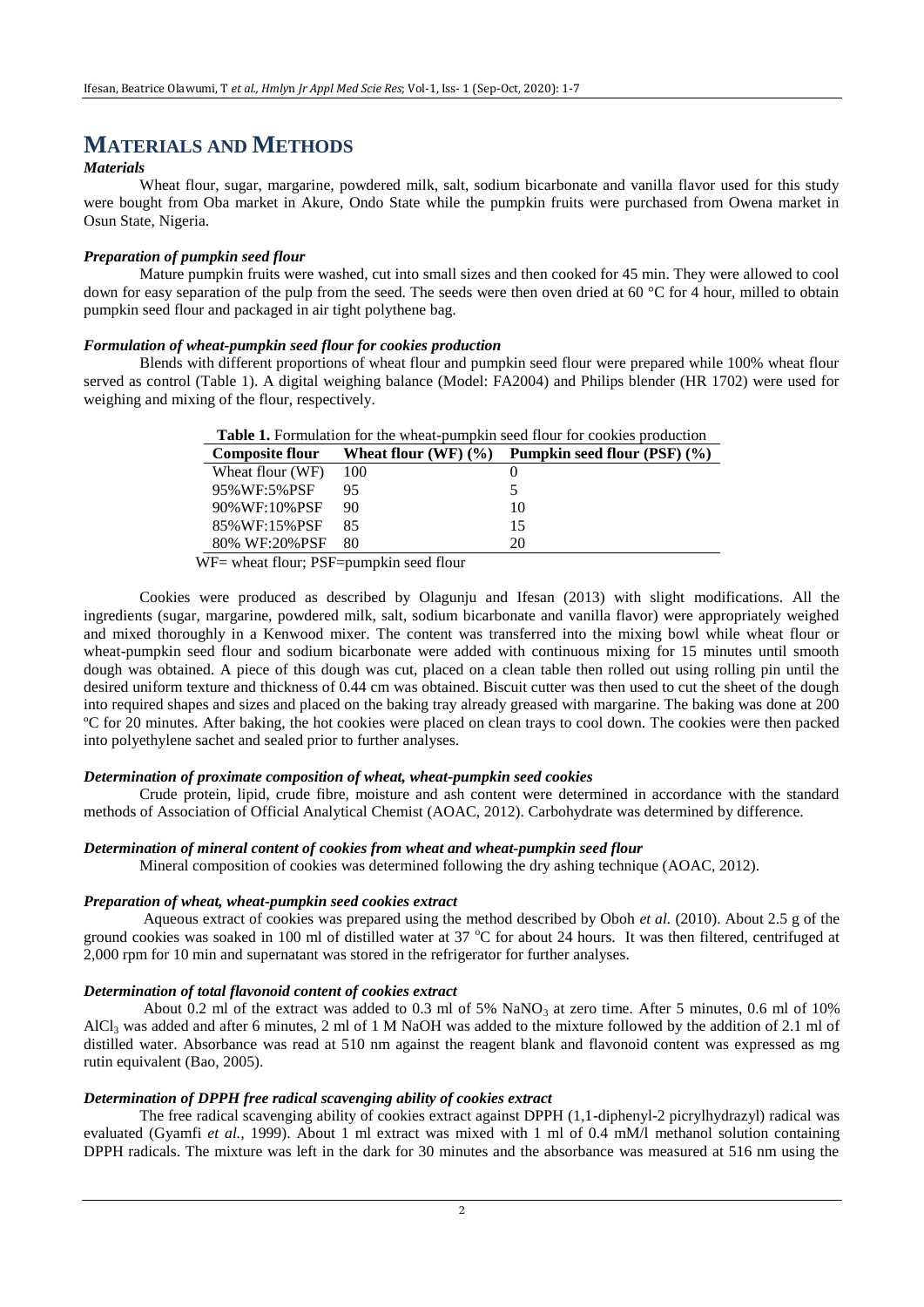# MATERIALS AND METHODS

### *Materials*

Wheat flour, sugar, margarine, powdered milk, salt, sodium bicarbonate and vanilla flavor used for this study were bought from Oba market in Akure, Ondo State while the pumpkin fruits were purchased from Owena market in Osun State, Nigeria.

### *Preparation of pumpkin seed flour*

Mature pumpkin fruits were washed, cut into small sizes and then cooked for 45 min. They were allowed to cool down for easy separation of the pulp from the seed. The seeds were then oven dried at 60 °C for 4 hour, milled to obtain pumpkin seed flour and packaged in air tight polythene bag.

### *Formulation of wheat-pumpkin seed flour for cookies production*

Blends with different proportions of wheat flour and pumpkin seed flour were prepared while 100% wheat flour served as control (Table 1). A digital weighing balance (Model: FA2004) and Philips blender (HR 1702) were used for weighing and mixing of the flour, respectively.

**Table 1.** Formulation for the wheat-pumpkin seed flour for cookies production

| Composite flour | Wheat flour (WF) (%) | Pumpkin seed flour (PSF) (%) |
|---|---|---|
| Wheat flour (WF) | 100 | 0 |
| 95%WF:5%PSF | 95 | 5 |
| 90%WF:10%PSF | 90 | 10 |
| 85%WF:15%PSF | 85 | 15 |
| 80% WF:20%PSF | 80 | 20 |

WF= wheat flour; PSF=pumpkin seed flour

Cookies were produced as described by Olagunju and Ifesan (2013) with slight modifications. All the ingredients (sugar, margarine, powdered milk, salt, sodium bicarbonate and vanilla flavor) were appropriately weighed and mixed thoroughly in a Kenwood mixer. The content was transferred into the mixing bowl while wheat flour or wheat-pumpkin seed flour and sodium bicarbonate were added with continuous mixing for 15 minutes until smooth dough was obtained. A piece of this dough was cut, placed on a clean table then rolled out using rolling pin until the desired uniform texture and thickness of 0.44 cm was obtained. Biscuit cutter was then used to cut the sheet of the dough into required shapes and sizes and placed on the baking tray already greased with margarine. The baking was done at 200 ºC for 20 minutes. After baking, the hot cookies were placed on clean trays to cool down. The cookies were then packed into polyethylene sachet and sealed prior to further analyses.

### *Determination of proximate composition of wheat, wheat-pumpkin seed cookies*

Crude protein, lipid, crude fibre, moisture and ash content were determined in accordance with the standard methods of Association of Official Analytical Chemist (AOAC, 2012). Carbohydrate was determined by difference.

### *Determination of mineral content of cookies from wheat and wheat-pumpkin seed flour*

Mineral composition of cookies was determined following the dry ashing technique (AOAC, 2012).

### *Preparation of wheat, wheat-pumpkin seed cookies extract*

Aqueous extract of cookies was prepared using the method described by Oboh *et al.* (2010). About 2.5 g of the ground cookies was soaked in 100 ml of distilled water at 37 °C for about 24 hours. It was then filtered, centrifuged at 2,000 rpm for 10 min and supernatant was stored in the refrigerator for further analyses.

### *Determination of total flavonoid content of cookies extract*

About 0.2 ml of the extract was added to 0.3 ml of 5% $NaNO_3$ at zero time. After 5 minutes, 0.6 ml of 10% $AlCl_3$ was added and after 6 minutes, 2 ml of 1 M NaOH was added to the mixture followed by the addition of 2.1 ml of distilled water. Absorbance was read at 510 nm against the reagent blank and flavonoid content was expressed as mg rutin equivalent (Bao, 2005).

### *Determination of DPPH free radical scavenging ability of cookies extract*

The free radical scavenging ability of cookies extract against DPPH (1,1-diphenyl-2 picrylhydrazyl) radical was evaluated (Gyamfi *et al.,* 1999). About 1 ml extract was mixed with 1 ml of 0.4 mM/l methanol solution containing DPPH radicals. The mixture was left in the dark for 30 minutes and the absorbance was measured at 516 nm using the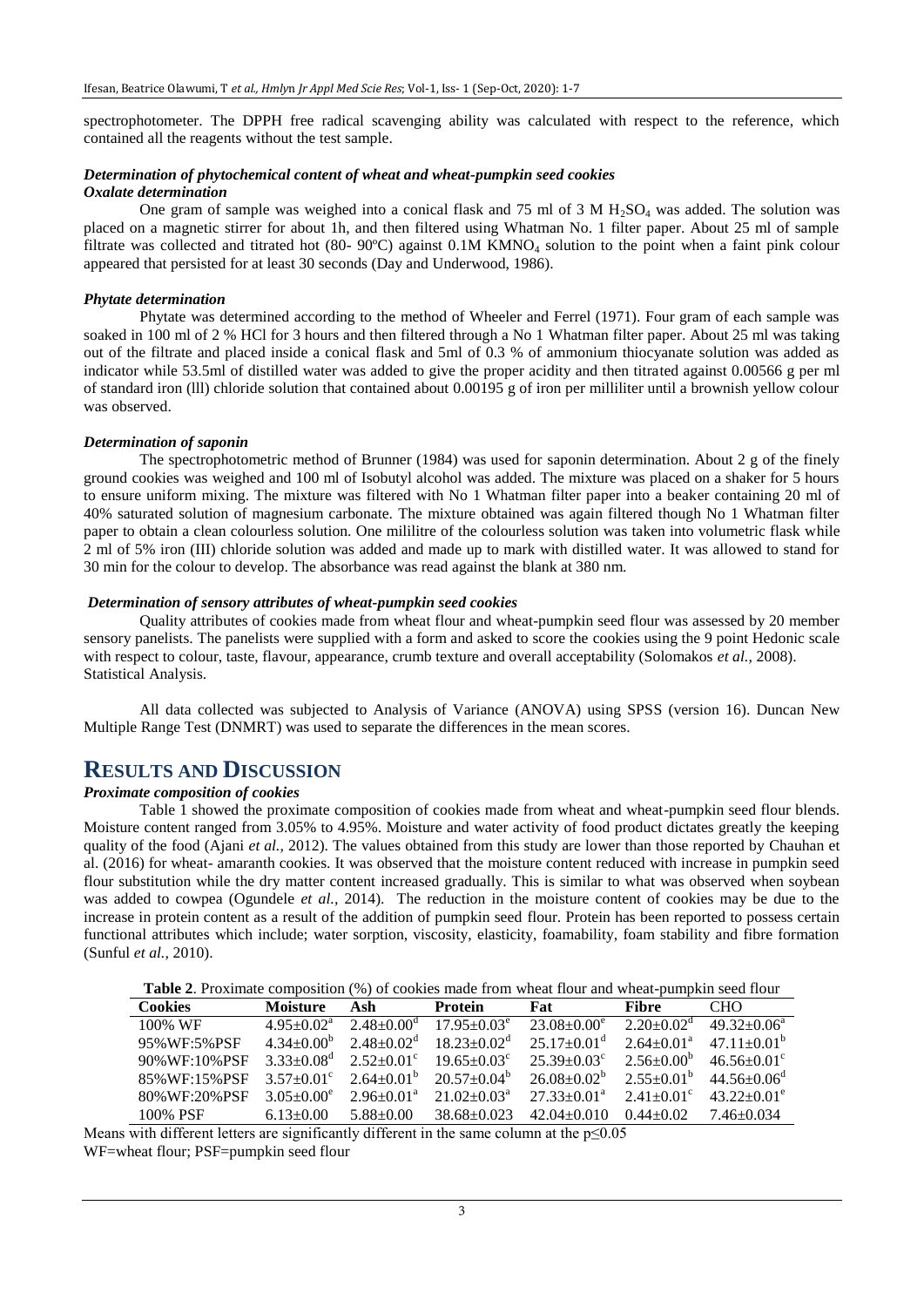spectrophotometer. The DPPH free radical scavenging ability was calculated with respect to the reference, which contained all the reagents without the test sample.

### *Determination of phytochemical content of wheat and wheat-pumpkin seed cookies*

#### *Oxalate determination*

One gram of sample was weighed into a conical flask and 75 ml of 3 M $H_2SO_4$ was added. The solution was placed on a magnetic stirrer for about 1h, and then filtered using Whatman No. 1 filter paper. About 25 ml of sample filtrate was collected and titrated hot (80- 90ºC) against 0.1M $KMNO_4$ solution to the point when a faint pink colour appeared that persisted for at least 30 seconds (Day and Underwood, 1986).

#### *Phytate determination*

Phytate was determined according to the method of Wheeler and Ferrel (1971). Four gram of each sample was soaked in 100 ml of 2 % HCl for 3 hours and then filtered through a No 1 Whatman filter paper. About 25 ml was taking out of the filtrate and placed inside a conical flask and 5ml of 0.3 % of ammonium thiocyanate solution was added as indicator while 53.5ml of distilled water was added to give the proper acidity and then titrated against 0.00566 g per ml of standard iron (lll) chloride solution that contained about 0.00195 g of iron per milliliter until a brownish yellow colour was observed.

#### *Determination of saponin*

The spectrophotometric method of Brunner (1984) was used for saponin determination. About 2 g of the finely ground cookies was weighed and 100 ml of Isobutyl alcohol was added. The mixture was placed on a shaker for 5 hours to ensure uniform mixing. The mixture was filtered with No 1 Whatman filter paper into a beaker containing 20 ml of 40% saturated solution of magnesium carbonate. The mixture obtained was again filtered though No 1 Whatman filter paper to obtain a clean colourless solution. One mililitre of the colourless solution was taken into volumetric flask while 2 ml of 5% iron (III) chloride solution was added and made up to mark with distilled water. It was allowed to stand for 30 min for the colour to develop. The absorbance was read against the blank at 380 nm.

#### *Determination of sensory attributes of wheat-pumpkin seed cookies*

Quality attributes of cookies made from wheat flour and wheat-pumpkin seed flour was assessed by 20 member sensory panelists. The panelists were supplied with a form and asked to score the cookies using the 9 point Hedonic scale with respect to colour, taste, flavour, appearance, crumb texture and overall acceptability (Solomakos *et al.,* 2008). Statistical Analysis.

All data collected was subjected to Analysis of Variance (ANOVA) using SPSS (version 16). Duncan New Multiple Range Test (DNMRT) was used to separate the differences in the mean scores.

## RESULTS AND DISCUSSION

### *Proximate composition of cookies*

Table 1 showed the proximate composition of cookies made from wheat and wheat-pumpkin seed flour blends. Moisture content ranged from 3.05% to 4.95%. Moisture and water activity of food product dictates greatly the keeping quality of the food (Ajani *et al.,* 2012). The values obtained from this study are lower than those reported by Chauhan et al. (2016) for wheat- amaranth cookies. It was observed that the moisture content reduced with increase in pumpkin seed flour substitution while the dry matter content increased gradually. This is similar to what was observed when soybean was added to cowpea (Ogundele *et al.,* 2014). The reduction in the moisture content of cookies may be due to the increase in protein content as a result of the addition of pumpkin seed flour. Protein has been reported to possess certain functional attributes which include; water sorption, viscosity, elasticity, foamability, foam stability and fibre formation (Sunful *et al.,* 2010).

**Table 2**. Proximate composition (%) of cookies made from wheat flour and wheat-pumpkin seed flour

| Cookies | Moisture | Ash | Protein | Fat | Fibre | CHO |
|---|---|---|---|---|---|---|
| 100% WF | $4.95\pm0.02^a$ | $2.48\pm0.00^d$ | $17.95\pm0.03^e$ | $23.08\pm0.00^e$ | $2.20\pm0.02^d$ | $49.32\pm0.06^a$ |
| 95%WF:5%PSF | $4.34\pm0.00^b$ | $2.48\pm0.02^d$ | $18.23\pm0.02^d$ | $25.17\pm0.01^d$ | $2.64\pm0.01^a$ | $47.11\pm0.01^b$ |
| 90%WF:10%PSF | $3.33\pm0.08^d$ | $2.52\pm0.01^c$ | $19.65\pm0.03^c$ | $25.39\pm0.03^c$ | $2.56\pm0.00^b$ | $46.56\pm0.01^c$ |
| 85%WF:15%PSF | $3.57\pm0.01^c$ | $2.64\pm0.01^b$ | $20.57\pm0.04^b$ | $26.08\pm0.02^b$ | $2.55\pm0.01^b$ | $44.56\pm0.06^d$ |
| 80%WF:20%PSF | $3.05\pm0.00^e$ | $2.96\pm0.01^a$ | $21.02\pm0.03^a$ | $27.33\pm0.01^a$ | $2.41\pm0.01^c$ | $43.22\pm0.01^e$ |
| 100% PSF | $6.13\pm0.00$ | $5.88\pm0.00$ | $38.68\pm0.023$ | $42.04\pm0.010$ | $0.44\pm0.02$ | $7.46\pm0.034$ |

Means with different letters are significantly different in the same column at the $p\leq0.05$

WF=wheat flour; PSF=pumpkin seed flour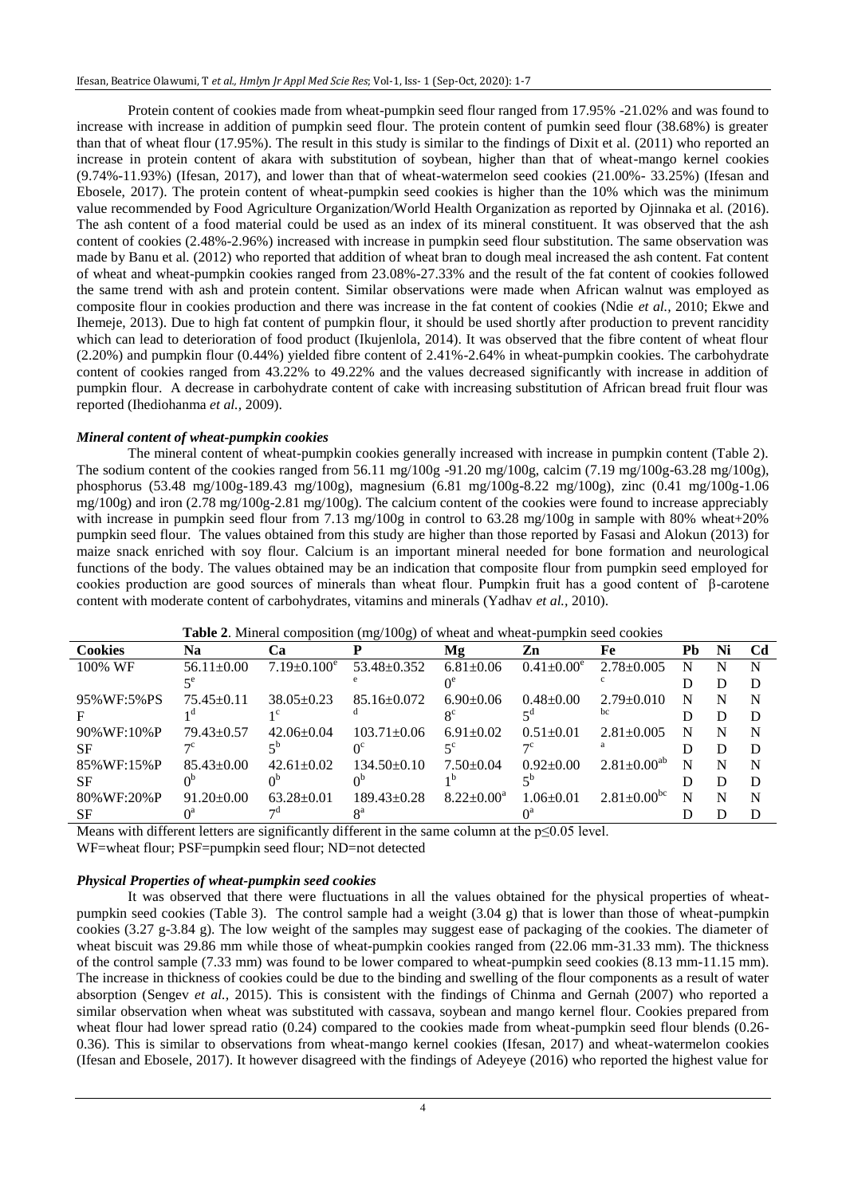Protein content of cookies made from wheat-pumpkin seed flour ranged from 17.95% -21.02% and was found to increase with increase in addition of pumpkin seed flour. The protein content of pumkin seed flour (38.68%) is greater than that of wheat flour (17.95%). The result in this study is similar to the findings of Dixit et al. (2011) who reported an increase in protein content of akara with substitution of soybean, higher than that of wheat-mango kernel cookies (9.74%-11.93%) (Ifesan, 2017), and lower than that of wheat-watermelon seed cookies (21.00%- 33.25%) (Ifesan and Ebosele, 2017). The protein content of wheat-pumpkin seed cookies is higher than the 10% which was the minimum value recommended by Food Agriculture Organization/World Health Organization as reported by Ojinnaka et al. (2016). The ash content of a food material could be used as an index of its mineral constituent. It was observed that the ash content of cookies (2.48%-2.96%) increased with increase in pumpkin seed flour substitution. The same observation was made by Banu et al. (2012) who reported that addition of wheat bran to dough meal increased the ash content. Fat content of wheat and wheat-pumpkin cookies ranged from 23.08%-27.33% and the result of the fat content of cookies followed the same trend with ash and protein content. Similar observations were made when African walnut was employed as composite flour in cookies production and there was increase in the fat content of cookies (Ndie *et al.*, 2010; Ekwe and Ihemeje, 2013). Due to high fat content of pumpkin flour, it should be used shortly after production to prevent rancidity which can lead to deterioration of food product (Ikujenlola, 2014). It was observed that the fibre content of wheat flour (2.20%) and pumpkin flour (0.44%) yielded fibre content of 2.41%-2.64% in wheat-pumpkin cookies. The carbohydrate content of cookies ranged from 43.22% to 49.22% and the values decreased significantly with increase in addition of pumpkin flour. A decrease in carbohydrate content of cake with increasing substitution of African bread fruit flour was reported (Ihediohanma *et al.*, 2009).

### *Mineral content of wheat-pumpkin cookies*

The mineral content of wheat-pumpkin cookies generally increased with increase in pumpkin content (Table 2). The sodium content of the cookies ranged from 56.11 mg/100g -91.20 mg/100g, calcim (7.19 mg/100g-63.28 mg/100g), phosphorus (53.48 mg/100g-189.43 mg/100g), magnesium (6.81 mg/100g-8.22 mg/100g), zinc (0.41 mg/100g-1.06 mg/100g) and iron (2.78 mg/100g-2.81 mg/100g). The calcium content of the cookies were found to increase appreciably with increase in pumpkin seed flour from 7.13 mg/100g in control to 63.28 mg/100g in sample with 80% wheat+20% pumpkin seed flour. The values obtained from this study are higher than those reported by Fasasi and Alokun (2013) for maize snack enriched with soy flour. Calcium is an important mineral needed for bone formation and neurological functions of the body. The values obtained may be an indication that composite flour from pumpkin seed employed for cookies production are good sources of minerals than wheat flour. Pumpkin fruit has a good content of β-carotene content with moderate content of carbohydrates, vitamins and minerals (Yadhav *et al.*, 2010).

**Table 2**. Mineral composition (mg/100g) of wheat and wheat-pumpkin seed cookies

| Cookies | Na | Ca | P | Mg | Zn | Fe | Pb | Ni | Cd |
|---|---|---|---|---|---|---|---|---|---|
| 100% WF | 56.11±0.005[e] | 7.19±0.100[e] | 53.48±0.352[e] | 6.81±0.060[e] | 0.41±0.00[e] | 2.78±0.005[c] | ND | ND | ND |
| 95%WF:5%PSF | 75.45±0.111[d] | 38.05±0.231[c] | 85.16±0.072[d] | 6.90±0.068[c] | 0.48±0.005[d] | 2.79±0.010[bc] | ND | ND | ND |
| 90%WF:10%PSF | 79.43±0.577[c] | 42.06±0.045[b] | 103.71±0.060[c] | 6.91±0.025[c] | 0.51±0.017[c] | 2.81±0.005[a] | ND | ND | ND |
| 85%WF:15%PSF | 85.43±0.000[b] | 42.61±0.020[b] | 134.50±0.100[b] | 7.50±0.041[b] | 0.92±0.005[b] | 2.81±0.00[ab] | ND | ND | ND |
| 80%WF:20%PSF | 91.20±0.000[a] | 63.28±0.017[d] | 189.43±0.288[a] | 8.22±0.00[a] | 1.06±0.010[a] | 2.81±0.00[bc] | ND | ND | ND |

Means with different letters are significantly different in the same column at the p≤0.05 level.
WF=wheat flour; PSF=pumpkin seed flour; ND=not detected

### *Physical Properties of wheat-pumpkin seed cookies*

It was observed that there were fluctuations in all the values obtained for the physical properties of wheat-pumpkin seed cookies (Table 3). The control sample had a weight (3.04 g) that is lower than those of wheat-pumpkin cookies (3.27 g-3.84 g). The low weight of the samples may suggest ease of packaging of the cookies. The diameter of wheat biscuit was 29.86 mm while those of wheat-pumpkin cookies ranged from (22.06 mm-31.33 mm). The thickness of the control sample (7.33 mm) was found to be lower compared to wheat-pumpkin seed cookies (8.13 mm-11.15 mm). The increase in thickness of cookies could be due to the binding and swelling of the flour components as a result of water absorption (Sengev *et al.*, 2015). This is consistent with the findings of Chinma and Gernah (2007) who reported a similar observation when wheat was substituted with cassava, soybean and mango kernel flour. Cookies prepared from wheat flour had lower spread ratio (0.24) compared to the cookies made from wheat-pumpkin seed flour blends (0.26-0.36). This is similar to observations from wheat-mango kernel cookies (Ifesan, 2017) and wheat-watermelon cookies (Ifesan and Ebosele, 2017). It however disagreed with the findings of Adeyeye (2016) who reported the highest value for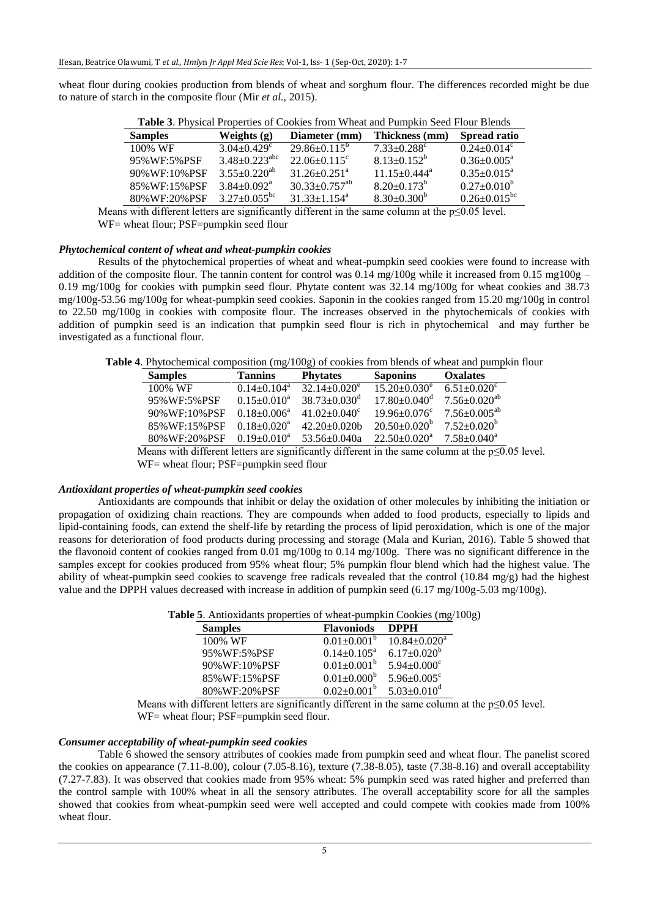wheat flour during cookies production from blends of wheat and sorghum flour. The differences recorded might be due to nature of starch in the composite flour (Mir *et al.,* 2015).

**Table 3**. Physical Properties of Cookies from Wheat and Pumpkin Seed Flour Blends

| Samples | Weights (g) | Diameter (mm) | Thickness (mm) | Spread ratio |
|---|---|---|---|---|
| 100% WF | $3.04{\pm}0.429^{c}$ | $29.86{\pm}0.115^{b}$ | $7.33{\pm}0.288^{c}$ | $0.24{\pm}0.014^{c}$ |
| 95%WF:5%PSF | $3.48{\pm}0.223^{abc}$ | $22.06{\pm}0.115^{c}$ | $8.13{\pm}0.152^{b}$ | $0.36{\pm}0.005^{a}$ |
| 90%WF:10%PSF | $3.55{\pm}0.220^{ab}$ | $31.26{\pm}0.251^{a}$ | $11.15{\pm}0.444^{a}$ | $0.35{\pm}0.015^{a}$ |
| 85%WF:15%PSF | $3.84{\pm}0.092^{a}$ | $30.33{\pm}0.757^{ab}$ | $8.20{\pm}0.173^{b}$ | $0.27{\pm}0.010^{b}$ |
| 80%WF:20%PSF | $3.27{\pm}0.055^{bc}$ | $31.33{\pm}1.154^{a}$ | $8.30{\pm}0.300^{b}$ | $0.26{\pm}0.015^{bc}$ |

Means with different letters are significantly different in the same column at the $p{\leq}0.05$ level.
WF= wheat flour; PSF=pumpkin seed flour

### *Phytochemical content of wheat and wheat-pumpkin cookies*

Results of the phytochemical properties of wheat and wheat-pumpkin seed cookies were found to increase with addition of the composite flour. The tannin content for control was 0.14 mg/100g while it increased from 0.15 mg100g – 0.19 mg/100g for cookies with pumpkin seed flour. Phytate content was 32.14 mg/100g for wheat cookies and 38.73 mg/100g-53.56 mg/100g for wheat-pumpkin seed cookies. Saponin in the cookies ranged from 15.20 mg/100g in control to 22.50 mg/100g in cookies with composite flour. The increases observed in the phytochemicals of cookies with addition of pumpkin seed is an indication that pumpkin seed flour is rich in phytochemical and may further be investigated as a functional flour.

**Table 4**. Phytochemical composition (mg/100g) of cookies from blends of wheat and pumpkin flour

| Samples | Tannins | Phytates | Saponins | Oxalates |
|---|---|---|---|---|
| 100% WF | $0.14{\pm}0.104^{a}$ | $32.14{\pm}0.020^{e}$ | $15.20{\pm}0.030^{e}$ | $6.51{\pm}0.020^{c}$ |
| 95%WF:5%PSF | $0.15{\pm}0.010^{a}$ | $38.73{\pm}0.030^{d}$ | $17.80{\pm}0.040^{d}$ | $7.56{\pm}0.020^{ab}$ |
| 90%WF:10%PSF | $0.18{\pm}0.006^{a}$ | $41.02{\pm}0.040^{c}$ | $19.96{\pm}0.076^{c}$ | $7.56{\pm}0.005^{ab}$ |
| 85%WF:15%PSF | $0.18{\pm}0.020^{a}$ | 42.20±0.020b | $20.50{\pm}0.020^{b}$ | $7.52{\pm}0.020^{b}$ |
| 80%WF:20%PSF | $0.19{\pm}0.010^{a}$ | 53.56±0.040a | $22.50{\pm}0.020^{a}$ | $7.58{\pm}0.040^{a}$ |

Means with different letters are significantly different in the same column at the $p{\leq}0.05$ level.
WF= wheat flour; PSF=pumpkin seed flour

### *Antioxidant properties of wheat-pumpkin seed cookies*

Antioxidants are compounds that inhibit or delay the oxidation of other molecules by inhibiting the initiation or propagation of oxidizing chain reactions. They are compounds when added to food products, especially to lipids and lipid-containing foods, can extend the shelf-life by retarding the process of lipid peroxidation, which is one of the major reasons for deterioration of food products during processing and storage (Mala and Kurian, 2016). Table 5 showed that the flavonoid content of cookies ranged from 0.01 mg/100g to 0.14 mg/100g. There was no significant difference in the samples except for cookies produced from 95% wheat flour; 5% pumpkin flour blend which had the highest value. The ability of wheat-pumpkin seed cookies to scavenge free radicals revealed that the control (10.84 mg/g) had the highest value and the DPPH values decreased with increase in addition of pumpkin seed (6.17 mg/100g-5.03 mg/100g).

**Table 5**. Antioxidants properties of wheat-pumpkin Cookies (mg/100g)

| Samples | Flavoniods | DPPH |
|---|---|---|
| 100% WF | $0.01{\pm}0.001^{b}$ | $10.84{\pm}0.020^{a}$ |
| 95%WF:5%PSF | $0.14{\pm}0.105^{a}$ | $6.17{\pm}0.020^{b}$ |
| 90%WF:10%PSF | $0.01{\pm}0.001^{b}$ | $5.94{\pm}0.000^{c}$ |
| 85%WF:15%PSF | $0.01{\pm}0.000^{b}$ | $5.96{\pm}0.005^{c}$ |
| 80%WF:20%PSF | $0.02{\pm}0.001^{b}$ | $5.03{\pm}0.010^{d}$ |

Means with different letters are significantly different in the same column at the $p{\leq}0.05$ level.
WF= wheat flour; PSF=pumpkin seed flour.

### *Consumer acceptability of wheat-pumpkin seed cookies*

Table 6 showed the sensory attributes of cookies made from pumpkin seed and wheat flour. The panelist scored the cookies on appearance (7.11-8.00), colour (7.05-8.16), texture (7.38-8.05), taste (7.38-8.16) and overall acceptability (7.27-7.83). It was observed that cookies made from 95% wheat: 5% pumpkin seed was rated higher and preferred than the control sample with 100% wheat in all the sensory attributes. The overall acceptability score for all the samples showed that cookies from wheat-pumpkin seed were well accepted and could compete with cookies made from 100% wheat flour.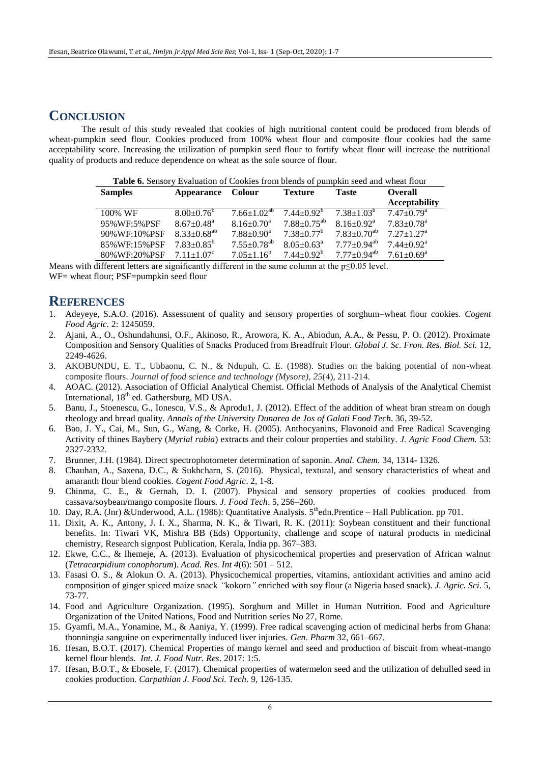## CONCLUSION

The result of this study revealed that cookies of high nutritional content could be produced from blends of wheat-pumpkin seed flour. Cookies produced from 100% wheat flour and composite flour cookies had the same acceptability score. Increasing the utilization of pumpkin seed flour to fortify wheat flour will increase the nutritional quality of products and reduce dependence on wheat as the sole source of flour.

**Table 6.** Sensory Evaluation of Cookies from blends of pumpkin seed and wheat flour

| Samples | Appearance | Colour | Texture | Taste | Overall Acceptability |
|---|---|---|---|---|---|
| 100% WF | $8.00{\pm}0.76^{b}$ | $7.66{\pm}1.02^{ab}$ | $7.44{\pm}0.92^{b}$ | $7.38{\pm}1.03^{b}$ | $7.47{\pm}0.79^{a}$ |
| 95%WF:5%PSF | $8.67{\pm}0.48^{a}$ | $8.16{\pm}0.70^{a}$ | $7.88{\pm}0.75^{ab}$ | $8.16{\pm}0.92^{a}$ | $7.83{\pm}0.78^{a}$ |
| 90%WF:10%PSF | $8.33{\pm}0.68^{ab}$ | $7.88{\pm}0.90^{a}$ | $7.38{\pm}0.77^{b}$ | $7.83{\pm}0.70^{ab}$ | $7.27{\pm}1.27^{a}$ |
| 85%WF:15%PSF | $7.83{\pm}0.85^{b}$ | $7.55{\pm}0.78^{ab}$ | $8.05{\pm}0.63^{a}$ | $7.77{\pm}0.94^{ab}$ | $7.44{\pm}0.92^{a}$ |
| 80%WF:20%PSF | $7.11{\pm}1.07^{c}$ | $7.05{\pm}1.16^{b}$ | $7.44{\pm}0.92^{b}$ | $7.77{\pm}0.94^{ab}$ | $7.61{\pm}0.69^{a}$ |

Means with different letters are significantly different in the same column at the $p \leq 0.05$ level.
WF= wheat flour; PSF=pumpkin seed flour

## REFERENCES

1. Adeyeye, S.A.O. (2016). Assessment of quality and sensory properties of sorghum–wheat flour cookies. *Cogent Food Agric.* 2: 1245059.
2. Ajani, A., O., Oshundahunsi, O.F., Akinoso, R., Arowora, K. A., Abiodun, A.A., & Pessu, P. O. (2012). Proximate Composition and Sensory Qualities of Snacks Produced from Breadfruit Flour. *Global J. Sc. Fron. Res. Biol. Sci.* 12, 2249-4626.
3. AKOBUNDU, E. T., Ubbaonu, C. N., & Ndupuh, C. E. (1988). Studies on the baking potential of non-wheat composite flours. *Journal of food science and technology (Mysore)*, *25*(4), 211-214.
4. AOAC. (2012). Association of Official Analytical Chemist. Official Methods of Analysis of the Analytical Chemist International, 18[th] ed. Gathersburg, MD USA.
5. Banu, J., Stoenescu, G., Ionescu, V.S., & Aprodu1, J. (2012). Effect of the addition of wheat bran stream on dough rheology and bread quality. *Annals of the University Dunarea de Jos of Galati Food Tech*. 36, 39-52.
6. Bao, J. Y., Cai, M., Sun, G., Wang, & Corke, H. (2005). Anthocyanins, Flavonoid and Free Radical Scavenging Activity of thines Baybery (*Myrial rubia*) extracts and their colour properties and stability. *J. Agric Food Chem.* 53: 2327-2332.
7. Brunner, J.H. (1984). Direct spectrophotometer determination of saponin. *Anal. Chem.* 34, 1314- 1326.
8. Chauhan, A., Saxena, D.C., & Sukhcharn, S. (2016). Physical, textural, and sensory characteristics of wheat and amaranth flour blend cookies. *Cogent Food Agric*. 2, 1-8.
9. Chinma, C. E., & Gernah, D. I. (2007). Physical and sensory properties of cookies produced from cassava/soybean/mango composite flours. *J. Food Tech*. 5, 256–260.
10. Day, R.A. (Jnr) &Underwood, A.L. (1986): Quantitative Analysis. 5[th]edn.Prentice – Hall Publication. pp 701.
11. Dixit, A. K., Antony, J. I. X., Sharma, N. K., & Tiwari, R. K. (2011): Soybean constituent and their functional benefits. In: Tiwari VK, Mishra BB (Eds) Opportunity, challenge and scope of natural products in medicinal chemistry, Research signpost Publication, Kerala, India pp. 367–383.
12. Ekwe, C.C., & Ihemeje, A. (2013). Evaluation of physicochemical properties and preservation of African walnut (*Tetracarpidium conophorum*). *Acad. Res. Int 4*(6): 501 – 512.
13. Fasasi O. S., & Alokun O. A. (2013). Physicochemical properties, vitamins, antioxidant activities and amino acid composition of ginger spiced maize snack *"*kokoro*"* enriched with soy flour (a Nigeria based snack). *J. Agric. Sci*. 5, 73-77.
14. Food and Agriculture Organization. (1995). Sorghum and Millet in Human Nutrition. Food and Agriculture Organization of the United Nations, Food and Nutrition series No 27, Rome.
15. Gyamfi, M.A., Yonamine, M., & Aaniya, Y. (1999). Free radical scavenging action of medicinal herbs from Ghana: thonningia sanguine on experimentally induced liver injuries. *Gen. Pharm* 32, 661–667.
16. Ifesan, B.O.T. (2017). Chemical Properties of mango kernel and seed and production of biscuit from wheat-mango kernel flour blends. *Int. J. Food Nutr. Res*. 2017: 1:5.
17. Ifesan, B.O.T., & Ebosele, F. (2017). Chemical properties of watermelon seed and the utilization of dehulled seed in cookies production. *Carpathian J. Food Sci. Tech*. 9, 126-135.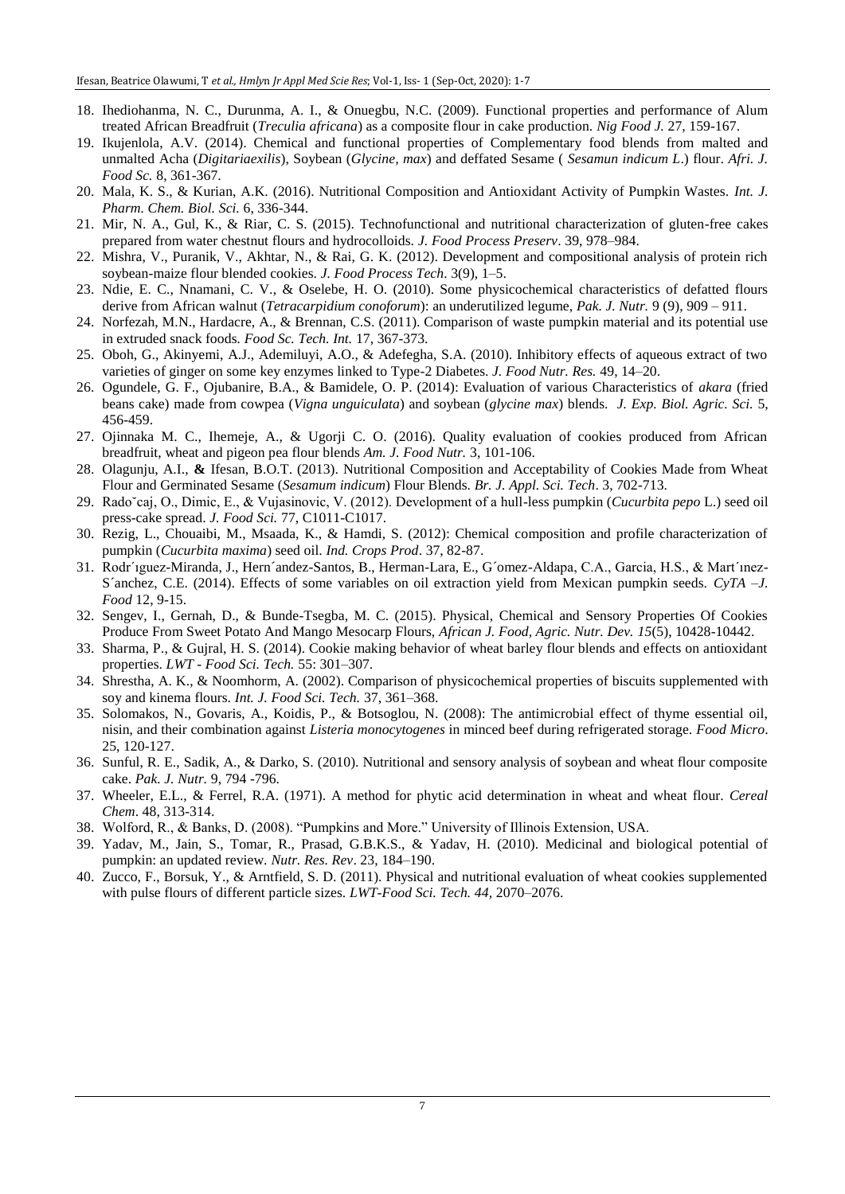18. Ihediohanma, N. C., Durunma, A. I., & Onuegbu, N.C. (2009). Functional properties and performance of Alum treated African Breadfruit (*Treculia africana*) as a composite flour in cake production. *Nig Food J.* 27, 159-167.
19. Ikujenlola, A.V. (2014). Chemical and functional properties of Complementary food blends from malted and unmalted Acha (*Digitariaexilis*), Soybean (*Glycine, max*) and deffated Sesame ( *Sesamun indicum L*.) flour. *Afri. J. Food Sc.* 8, 361-367.
20. Mala, K. S., & Kurian, A.K. (2016). Nutritional Composition and Antioxidant Activity of Pumpkin Wastes. *Int. J. Pharm. Chem. Biol. Sci.* 6, 336-344.
21. Mir, N. A., Gul, K., & Riar, C. S. (2015). Technofunctional and nutritional characterization of gluten-free cakes prepared from water chestnut flours and hydrocolloids. *J. Food Process Preserv*. 39, 978–984.
22. Mishra, V., Puranik, V., Akhtar, N., & Rai, G. K. (2012). Development and compositional analysis of protein rich soybean-maize flour blended cookies. *J. Food Process Tech*. 3(9), 1–5.
23. Ndie, E. C., Nnamani, C. V., & Oselebe, H. O. (2010). Some physicochemical characteristics of defatted flours derive from African walnut (*Tetracarpidium conoforum*): an underutilized legume, *Pak. J. Nutr.* 9 (9), 909 – 911.
24. Norfezah, M.N., Hardacre, A., & Brennan, C.S. (2011). Comparison of waste pumpkin material and its potential use in extruded snack foods. *Food Sc. Tech. Int.* 17, 367-373.
25. Oboh, G., Akinyemi, A.J., Ademiluyi, A.O., & Adefegha, S.A. (2010). Inhibitory effects of aqueous extract of two varieties of ginger on some key enzymes linked to Type-2 Diabetes. *J. Food Nutr. Res.* 49, 14–20.
26. Ogundele, G. F., Ojubanire, B.A., & Bamidele, O. P. (2014): Evaluation of various Characteristics of *akara* (fried beans cake) made from cowpea (*Vigna unguiculata*) and soybean (*glycine max*) blends. *J. Exp. Biol. Agric. Sci.* 5, 456-459.
27. Ojinnaka M. C., Ihemeje, A., & Ugorji C. O. (2016). Quality evaluation of cookies produced from African breadfruit, wheat and pigeon pea flour blends *Am. J. Food Nutr.* 3, 101-106.
28. Olagunju, A.I., **&** Ifesan, B.O.T. (2013). Nutritional Composition and Acceptability of Cookies Made from Wheat Flour and Germinated Sesame (*Sesamum indicum*) Flour Blends. *Br. J. Appl. Sci. Tech*. 3, 702-713.
29. Rado˘caj, O., Dimic, E., & Vujasinovic, V. (2012). Development of a hull-less pumpkin (*Cucurbita pepo* L.) seed oil press-cake spread. *J. Food Sci.* 77, C1011-C1017.
30. Rezig, L., Chouaibi, M., Msaada, K., & Hamdi, S. (2012): Chemical composition and profile characterization of pumpkin (*Cucurbita maxima*) seed oil. *Ind. Crops Prod*. 37, 82-87.
31. Rodr´ıguez-Miranda, J., Hern´andez-Santos, B., Herman-Lara, E., G´omez-Aldapa, C.A., Garcia, H.S., & Mart´ınez-S´anchez, C.E. (2014). Effects of some variables on oil extraction yield from Mexican pumpkin seeds. *CyTA –J. Food* 12, 9-15.
32. Sengev, I., Gernah, D., & Bunde-Tsegba, M. C. (2015). Physical, Chemical and Sensory Properties Of Cookies Produce From Sweet Potato And Mango Mesocarp Flours, *African J. Food, Agric. Nutr. Dev. 15*(5), 10428-10442.
33. Sharma, P., & Gujral, H. S. (2014). Cookie making behavior of wheat barley flour blends and effects on antioxidant properties. *LWT - Food Sci. Tech.* 55: 301–307.
34. Shrestha, A. K., & Noomhorm, A. (2002). Comparison of physicochemical properties of biscuits supplemented with soy and kinema flours. *Int. J. Food Sci. Tech.* 37, 361–368.
35. Solomakos, N., Govaris, A., Koidis, P., & Botsoglou, N. (2008): The antimicrobial effect of thyme essential oil, nisin, and their combination against *Listeria monocytogenes* in minced beef during refrigerated storage. *Food Micro*. 25, 120-127.
36. Sunful, R. E., Sadik, A., & Darko, S. (2010). Nutritional and sensory analysis of soybean and wheat flour composite cake. *Pak. J. Nutr.* 9, 794 -796.
37. Wheeler, E.L., & Ferrel, R.A. (1971). A method for phytic acid determination in wheat and wheat flour. *Cereal Chem*. 48, 313-314.
38. Wolford, R., & Banks, D. (2008). "Pumpkins and More." University of Illinois Extension, USA.
39. Yadav, M., Jain, S., Tomar, R., Prasad, G.B.K.S., & Yadav, H. (2010). Medicinal and biological potential of pumpkin: an updated review. *Nutr. Res. Rev*. 23, 184–190.
40. Zucco, F., Borsuk, Y., & Arntfield, S. D. (2011). Physical and nutritional evaluation of wheat cookies supplemented with pulse flours of different particle sizes. *LWT-Food Sci. Tech. 44*, 2070–2076.